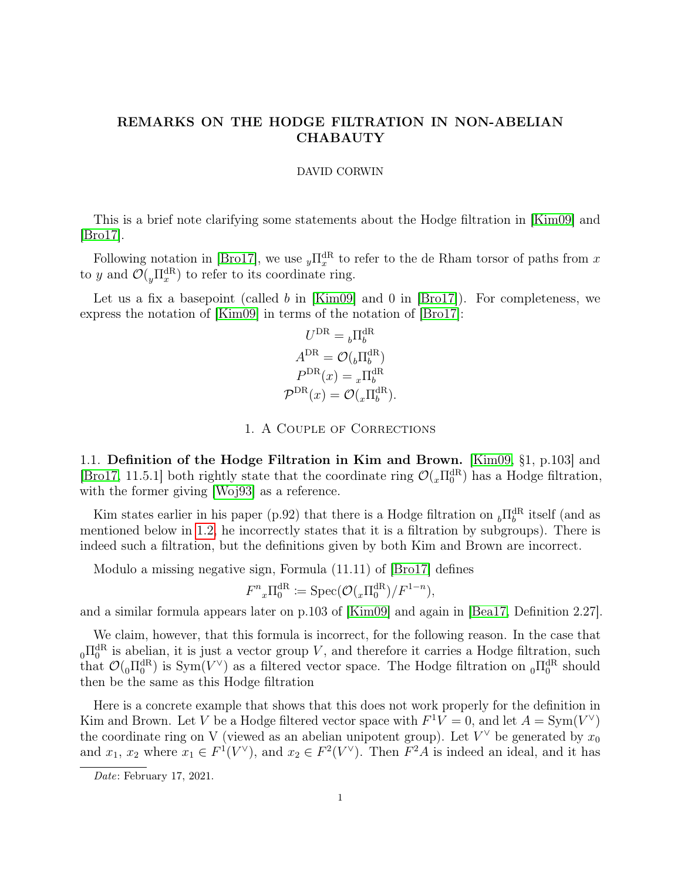# REMARKS ON THE HODGE FILTRATION IN NON-ABELIAN CHABAUTY

DAVID CORWIN

This is a brief note clarifying some statements about the Hodge filtration in [Kim09] and [Bro17].

Following notation in [Bro17], we use ${}_y\Pi_x^{\mathrm{dR}}$ to refer to the de Rham torsor of paths from $x$ to $y$ and $\mathcal{O}({}_y\Pi_x^{\mathrm{dR}})$ to refer to its coordinate ring.

Let us a fix a basepoint (called $b$ in [Kim09] and 0 in [Bro17]). For completeness, we express the notation of [Kim09] in terms of the notation of [Bro17]:

$$U^{\mathrm{DR}} = {}_b\Pi_b^{\mathrm{dR}}$$
$$A^{\mathrm{DR}} = \mathcal{O}({}_b\Pi_b^{\mathrm{dR}})$$
$$P^{\mathrm{DR}}(x) = {}_x\Pi_b^{\mathrm{dR}}$$
$$\mathcal{P}^{\mathrm{DR}}(x) = \mathcal{O}({}_x\Pi_b^{\mathrm{dR}}).$$

## 1. A Couple of Corrections

**1.1. Definition of the Hodge Filtration in Kim and Brown.** [Kim09, §1, p.103] and [Bro17, 11.5.1] both rightly state that the coordinate ring $\mathcal{O}({}_x\Pi_0^{\mathrm{dR}})$ has a Hodge filtration, with the former giving [Woj93] as a reference.

Kim states earlier in his paper (p.92) that there is a Hodge filtration on ${}_b\Pi_b^{\mathrm{dR}}$ itself (and as mentioned below in 1.2, he incorrectly states that it is a filtration by subgroups). There is indeed such a filtration, but the definitions given by both Kim and Brown are incorrect.

Modulo a missing negative sign, Formula (11.11) of [Bro17] defines

$$F^n{}_x\Pi_0^{\mathrm{dR}} := \operatorname{Spec}(\mathcal{O}({}_x\Pi_0^{\mathrm{dR}})/F^{1-n}),$$

and a similar formula appears later on p.103 of [Kim09] and again in [Bea17, Definition 2.27].

We claim, however, that this formula is incorrect, for the following reason. In the case that ${}_0\Pi_0^{\mathrm{dR}}$ is abelian, it is just a vector group $V$, and therefore it carries a Hodge filtration, such that $\mathcal{O}({}_0\Pi_0^{\mathrm{dR}})$ is $\operatorname{Sym}(V^\vee)$ as a filtered vector space. The Hodge filtration on ${}_0\Pi_0^{\mathrm{dR}}$ should then be the same as this Hodge filtration

Here is a concrete example that shows that this does not work properly for the definition in Kim and Brown. Let $V$ be a Hodge filtered vector space with $F^1V = 0$, and let $A = \operatorname{Sym}(V^\vee)$ the coordinate ring on V (viewed as an abelian unipotent group). Let $V^\vee$ be generated by $x_0$ and $x_1$, $x_2$ where $x_1 \in F^1(V^\vee)$, and $x_2 \in F^2(V^\vee)$. Then $F^2A$ is indeed an ideal, and it has

*Date*: February 17, 2021.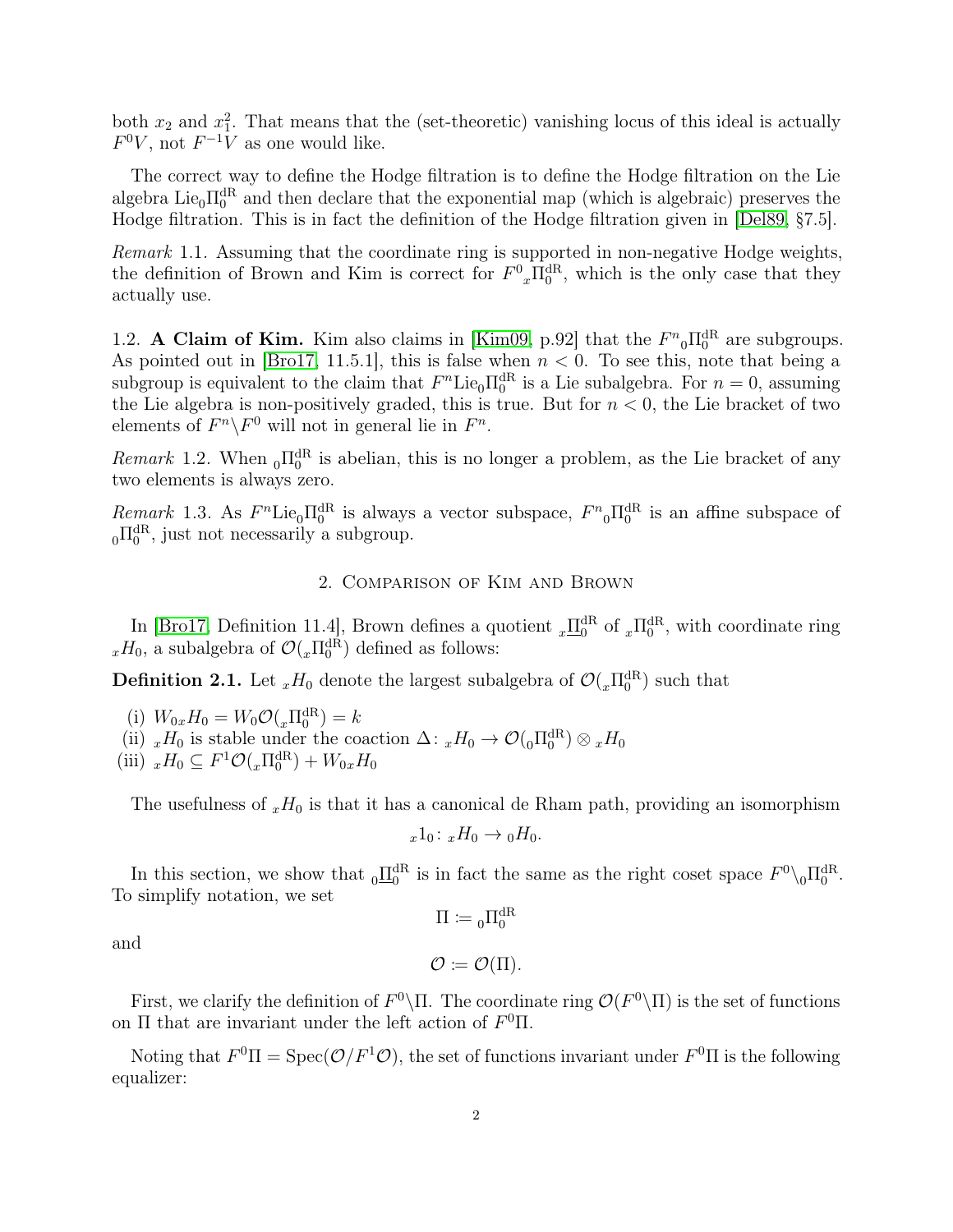both $x_2$ and $x_1^2$. That means that the (set-theoretic) vanishing locus of this ideal is actually $F^0V$, not $F^{-1}V$ as one would like.

The correct way to define the Hodge filtration is to define the Hodge filtration on the Lie algebra $\mathrm{Lie}_0\Pi_0^{\mathrm{dR}}$ and then declare that the exponential map (which is algebraic) preserves the Hodge filtration. This is in fact the definition of the Hodge filtration given in [Del89, §7.5].

*Remark* 1.1. Assuming that the coordinate ring is supported in non-negative Hodge weights, the definition of Brown and Kim is correct for $F^0{}_x\Pi_0^{\mathrm{dR}}$, which is the only case that they actually use.

1.2. **A Claim of Kim.** Kim also claims in [Kim09, p.92] that the $F^n{}_0\Pi_0^{\mathrm{dR}}$ are subgroups. As pointed out in [Bro17, 11.5.1], this is false when $n < 0$. To see this, note that being a subgroup is equivalent to the claim that $F^n\mathrm{Lie}_0\Pi_0^{\mathrm{dR}}$ is a Lie subalgebra. For $n = 0$, assuming the Lie algebra is non-positively graded, this is true. But for $n < 0$, the Lie bracket of two elements of $F^n \backslash F^0$ will not in general lie in $F^n$.

*Remark* 1.2. When ${}_0\Pi_0^{\mathrm{dR}}$ is abelian, this is no longer a problem, as the Lie bracket of any two elements is always zero.

*Remark* 1.3. As $F^n\mathrm{Lie}_0\Pi_0^{\mathrm{dR}}$ is always a vector subspace, $F^n{}_0\Pi_0^{\mathrm{dR}}$ is an affine subspace of ${}_0\Pi_0^{\mathrm{dR}}$, just not necessarily a subgroup.

## 2. Comparison of Kim and Brown

In [Bro17, Definition 11.4], Brown defines a quotient ${}_x\underline{\Pi}_0^{\mathrm{dR}}$ of ${}_x\Pi_0^{\mathrm{dR}}$, with coordinate ring ${}_xH_0$, a subalgebra of $\mathcal{O}({}_x\Pi_0^{\mathrm{dR}})$ defined as follows:

**Definition 2.1.** Let ${}_xH_0$ denote the largest subalgebra of $\mathcal{O}({}_x\Pi_0^{\mathrm{dR}})$ such that

(i) $W_0{}_xH_0 = W_0\mathcal{O}({}_x\Pi_0^{\mathrm{dR}}) = k$
(ii) ${}_xH_0$ is stable under the coaction $\Delta\colon {}_xH_0 \to \mathcal{O}({}_0\Pi_0^{\mathrm{dR}}) \otimes {}_xH_0$
(iii) ${}_xH_0 \subseteq F^1\mathcal{O}({}_x\Pi_0^{\mathrm{dR}}) + W_0{}_xH_0$

The usefulness of ${}_xH_0$ is that it has a canonical de Rham path, providing an isomorphism

$${}_x1_0\colon {}_xH_0 \to {}_0H_0.$$

In this section, we show that ${}_0\underline{\Pi}_0^{\mathrm{dR}}$ is in fact the same as the right coset space $F^0\backslash{}_0\Pi_0^{\mathrm{dR}}$. To simplify notation, we set

$$\Pi \coloneqq {}_0\Pi_0^{\mathrm{dR}}$$

and

$$\mathcal{O} \coloneqq \mathcal{O}(\Pi).$$

First, we clarify the definition of $F^0\backslash\Pi$. The coordinate ring $\mathcal{O}(F^0\backslash\Pi)$ is the set of functions on $\Pi$ that are invariant under the left action of $F^0\Pi$.

Noting that $F^0\Pi = \mathrm{Spec}(\mathcal{O}/F^1\mathcal{O})$, the set of functions invariant under $F^0\Pi$ is the following equalizer: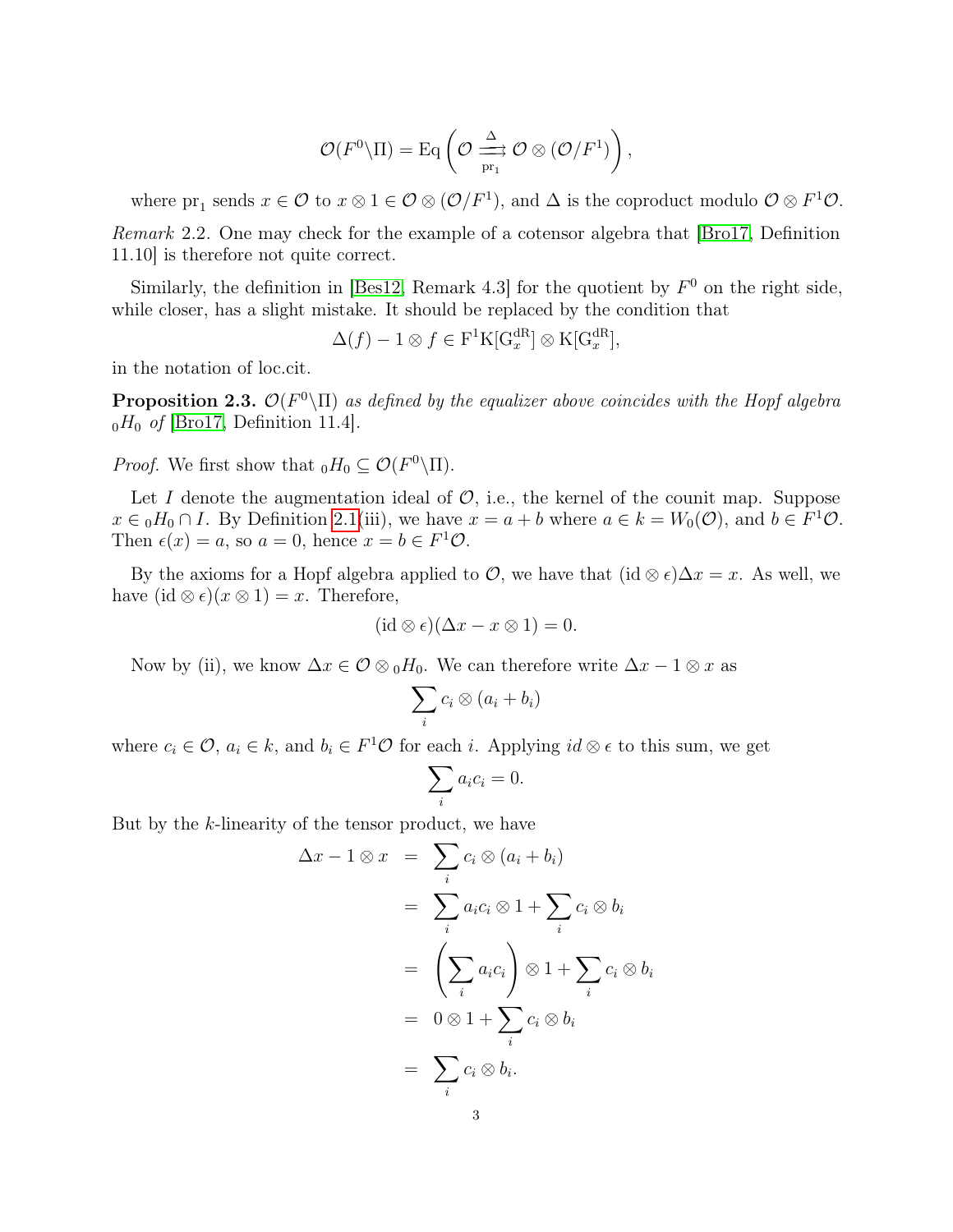$$\mathcal{O}(F^0\backslash\Pi) = \mathrm{Eq}\left(\mathcal{O} \underset{\mathrm{pr}_1}{\overset{\Delta}{\rightrightarrows}} \mathcal{O}\otimes(\mathcal{O}/F^1)\right),$$

where $\mathrm{pr}_1$ sends $x \in \mathcal{O}$ to $x \otimes 1 \in \mathcal{O}\otimes(\mathcal{O}/F^1)$, and $\Delta$ is the coproduct modulo $\mathcal{O}\otimes F^1\mathcal{O}$.

*Remark* 2.2. One may check for the example of a cotensor algebra that [Bro17, Definition 11.10] is therefore not quite correct.

Similarly, the definition in [Bes12, Remark 4.3] for the quotient by $F^0$ on the right side, while closer, has a slight mistake. It should be replaced by the condition that

$$\Delta(f) - 1\otimes f \in \mathrm{F}^1\mathrm{K}[\mathrm{G}_x^{\mathrm{dR}}]\otimes \mathrm{K}[\mathrm{G}_x^{\mathrm{dR}}],$$

in the notation of loc.cit.

**Proposition 2.3.** *$\mathcal{O}(F^0\backslash\Pi)$ as defined by the equalizer above coincides with the Hopf algebra ${}_0H_0$ of [Bro17, Definition 11.4].*

*Proof.* We first show that ${}_0H_0 \subseteq \mathcal{O}(F^0\backslash\Pi)$.

Let $I$ denote the augmentation ideal of $\mathcal{O}$, i.e., the kernel of the counit map. Suppose $x \in {}_0H_0 \cap I$. By Definition 2.1(iii), we have $x = a + b$ where $a \in k = W_0(\mathcal{O})$, and $b \in F^1\mathcal{O}$. Then $\epsilon(x) = a$, so $a = 0$, hence $x = b \in F^1\mathcal{O}$.

By the axioms for a Hopf algebra applied to $\mathcal{O}$, we have that $(\mathrm{id}\otimes\epsilon)\Delta x = x$. As well, we have $(\mathrm{id}\otimes\epsilon)(x\otimes 1) = x$. Therefore,

$$(\mathrm{id}\otimes\epsilon)(\Delta x - x\otimes 1) = 0.$$

Now by (ii), we know $\Delta x \in \mathcal{O}\otimes {}_0H_0$. We can therefore write $\Delta x - 1\otimes x$ as

$$\sum_i c_i \otimes (a_i + b_i)$$

where $c_i \in \mathcal{O}$, $a_i \in k$, and $b_i \in F^1\mathcal{O}$ for each $i$. Applying $id\otimes\epsilon$ to this sum, we get

$$\sum_i a_i c_i = 0.$$

But by the $k$-linearity of the tensor product, we have

$$\begin{aligned}
\Delta x - 1\otimes x &= \sum_i c_i \otimes (a_i + b_i) \\
&= \sum_i a_i c_i \otimes 1 + \sum_i c_i \otimes b_i \\
&= \left(\sum_i a_i c_i\right)\otimes 1 + \sum_i c_i\otimes b_i \\
&= 0\otimes 1 + \sum_i c_i \otimes b_i \\
&= \sum_i c_i \otimes b_i.
\end{aligned}$$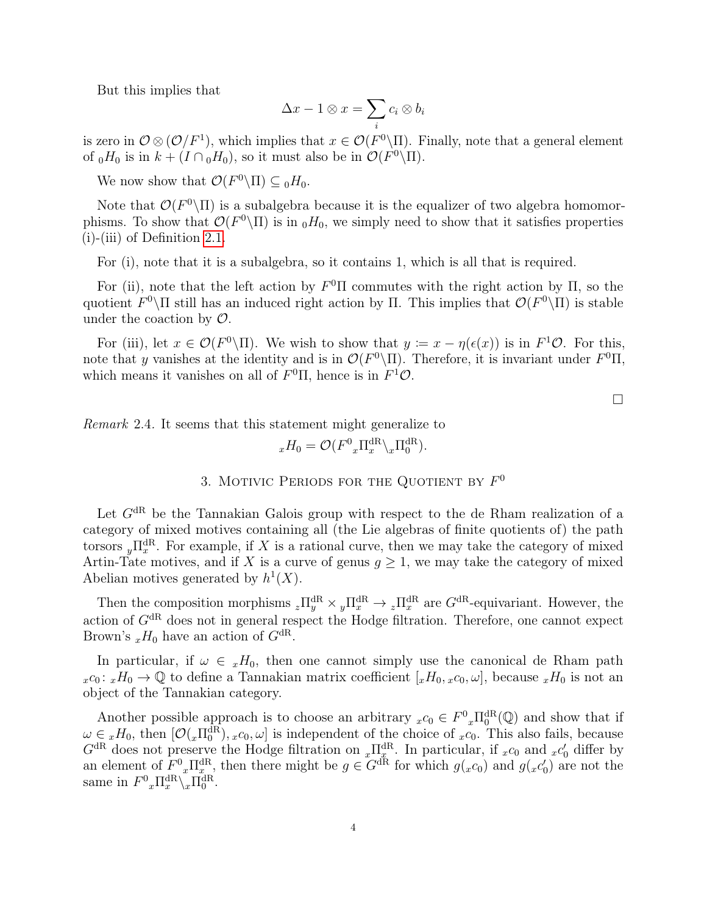But this implies that

$$\Delta x - 1 \otimes x = \sum_i c_i \otimes b_i$$

is zero in $\mathcal{O} \otimes (\mathcal{O}/F^1)$, which implies that $x \in \mathcal{O}(F^0\backslash\Pi)$. Finally, note that a general element of ${}_0H_0$ is in $k + (I \cap {}_0H_0)$, so it must also be in $\mathcal{O}(F^0\backslash\Pi)$.

We now show that $\mathcal{O}(F^0\backslash\Pi) \subseteq {}_0H_0$.

Note that $\mathcal{O}(F^0\backslash\Pi)$ is a subalgebra because it is the equalizer of two algebra homomorphisms. To show that $\mathcal{O}(F^0\backslash\Pi)$ is in ${}_0H_0$, we simply need to show that it satisfies properties (i)-(iii) of Definition 2.1.

For (i), note that it is a subalgebra, so it contains 1, which is all that is required.

For (ii), note that the left action by $F^0\Pi$ commutes with the right action by $\Pi$, so the quotient $F^0\backslash\Pi$ still has an induced right action by $\Pi$. This implies that $\mathcal{O}(F^0\backslash\Pi)$ is stable under the coaction by $\mathcal{O}$.

For (iii), let $x \in \mathcal{O}(F^0\backslash\Pi)$. We wish to show that $y := x - \eta(\epsilon(x))$ is in $F^1\mathcal{O}$. For this, note that $y$ vanishes at the identity and is in $\mathcal{O}(F^0\backslash\Pi)$. Therefore, it is invariant under $F^0\Pi$, which means it vanishes on all of $F^0\Pi$, hence is in $F^1\mathcal{O}$.

□

*Remark* 2.4. It seems that this statement might generalize to

$${}_xH_0 = \mathcal{O}(F^0{}_x\Pi_x^{\mathrm{dR}}\backslash{}_x\Pi_0^{\mathrm{dR}}).$$

## 3. Motivic Periods for the Quotient by $F^0$

Let $G^{\mathrm{dR}}$ be the Tannakian Galois group with respect to the de Rham realization of a category of mixed motives containing all (the Lie algebras of finite quotients of) the path torsors ${}_y\Pi_x^{\mathrm{dR}}$. For example, if $X$ is a rational curve, then we may take the category of mixed Artin-Tate motives, and if $X$ is a curve of genus $g \geq 1$, we may take the category of mixed Abelian motives generated by $h^1(X)$.

Then the composition morphisms ${}_z\Pi_y^{\mathrm{dR}} \times {}_y\Pi_x^{\mathrm{dR}} \to {}_z\Pi_x^{\mathrm{dR}}$ are $G^{\mathrm{dR}}$-equivariant. However, the action of $G^{\mathrm{dR}}$ does not in general respect the Hodge filtration. Therefore, one cannot expect Brown's ${}_xH_0$ have an action of $G^{\mathrm{dR}}$.

In particular, if $\omega \in {}_xH_0$, then one cannot simply use the canonical de Rham path ${}_xc_0 \colon {}_xH_0 \to \mathbb{Q}$ to define a Tannakian matrix coefficient $[{}_xH_0, {}_xc_0, \omega]$, because ${}_xH_0$ is not an object of the Tannakian category.

Another possible approach is to choose an arbitrary ${}_xc_0 \in F^0{}_x\Pi_0^{\mathrm{dR}}(\mathbb{Q})$ and show that if $\omega \in {}_xH_0$, then $[\mathcal{O}({}_x\Pi_0^{\mathrm{dR}}), {}_xc_0, \omega]$ is independent of the choice of ${}_xc_0$. This also fails, because $G^{\mathrm{dR}}$ does not preserve the Hodge filtration on ${}_x\Pi_x^{\mathrm{dR}}$. In particular, if ${}_xc_0$ and ${}_xc_0'$ differ by an element of $F^0{}_x\Pi_x^{\mathrm{dR}}$, then there might be $g \in G^{\mathrm{dR}}$ for which $g({}_xc_0)$ and $g({}_xc_0')$ are not the same in $F^0{}_x\Pi_x^{\mathrm{dR}}\backslash{}_x\Pi_0^{\mathrm{dR}}$.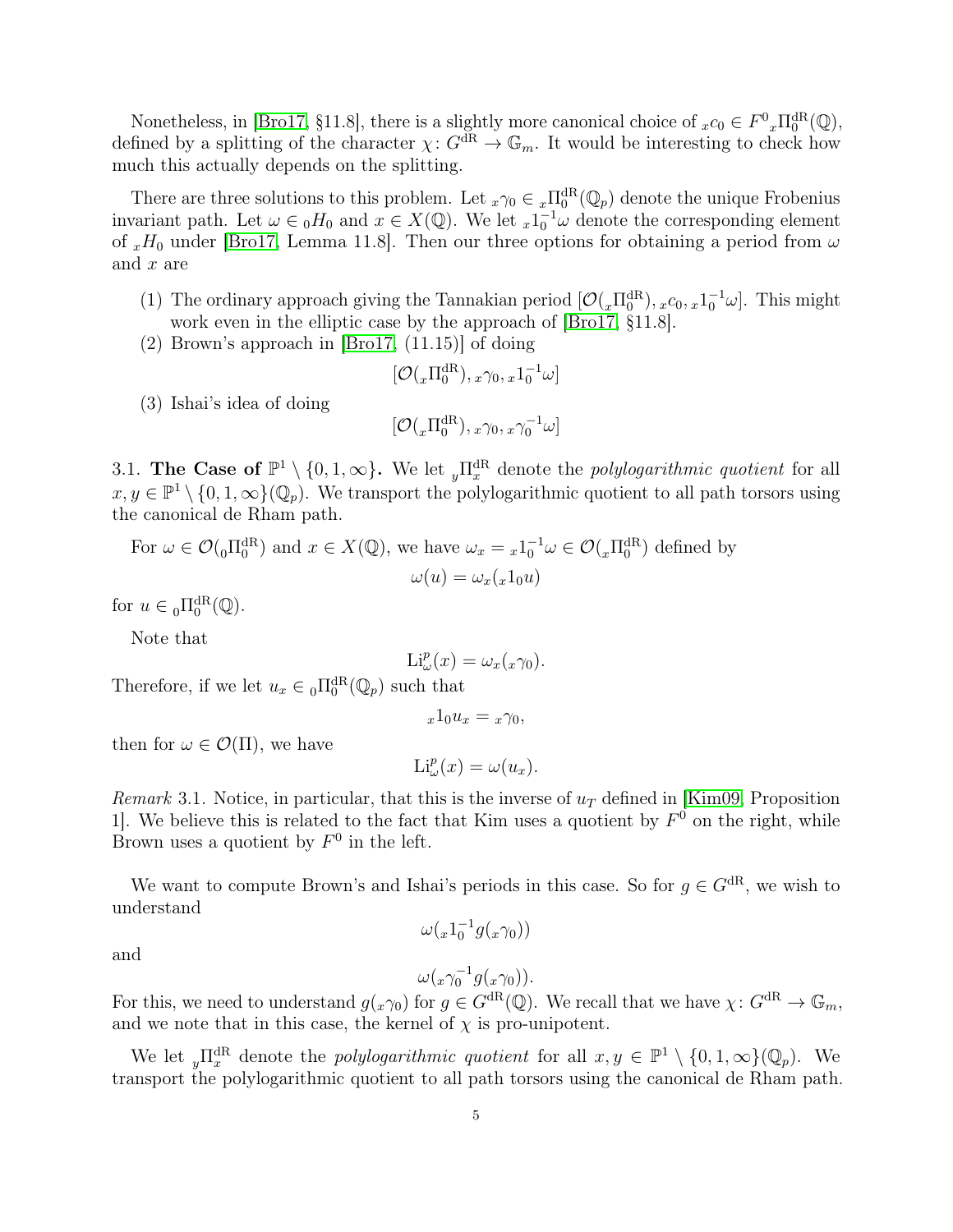Nonetheless, in [Bro17, §11.8], there is a slightly more canonical choice of ${}_xc_0 \in F^0{}_x\Pi_0^{\mathrm{dR}}(\mathbb{Q})$, defined by a splitting of the character $\chi\colon G^{\mathrm{dR}} \to \mathbb{G}_m$. It would be interesting to check how much this actually depends on the splitting.

There are three solutions to this problem. Let ${}_x\gamma_0 \in {}_x\Pi_0^{\mathrm{dR}}(\mathbb{Q}_p)$ denote the unique Frobenius invariant path. Let $\omega \in {}_0H_0$ and $x \in X(\mathbb{Q})$. We let ${}_x1_0^{-1}\omega$ denote the corresponding element of ${}_xH_0$ under [Bro17, Lemma 11.8]. Then our three options for obtaining a period from $\omega$ and $x$ are

(1) The ordinary approach giving the Tannakian period $[\mathcal{O}({}_x\Pi_0^{\mathrm{dR}}), {}_xc_0, {}_x1_0^{-1}\omega]$. This might work even in the elliptic case by the approach of [Bro17, §11.8].

(2) Brown's approach in [Bro17, (11.15)] of doing
$$[\mathcal{O}({}_x\Pi_0^{\mathrm{dR}}), {}_x\gamma_0, {}_x1_0^{-1}\omega]$$

(3) Ishai's idea of doing
$$[\mathcal{O}({}_x\Pi_0^{\mathrm{dR}}), {}_x\gamma_0, {}_x\gamma_0^{-1}\omega]$$

3.1. **The Case of $\mathbb{P}^1 \setminus \{0,1,\infty\}$.** We let ${}_y\Pi_x^{\mathrm{dR}}$ denote the *polylogarithmic quotient* for all $x, y \in \mathbb{P}^1 \setminus \{0,1,\infty\}(\mathbb{Q}_p)$. We transport the polylogarithmic quotient to all path torsors using the canonical de Rham path.

For $\omega \in \mathcal{O}({}_0\Pi_0^{\mathrm{dR}})$ and $x \in X(\mathbb{Q})$, we have $\omega_x = {}_x1_0^{-1}\omega \in \mathcal{O}({}_x\Pi_0^{\mathrm{dR}})$ defined by
$$\omega(u) = \omega_x({}_x1_0 u)$$
for $u \in {}_0\Pi_0^{\mathrm{dR}}(\mathbb{Q})$.

Note that
$$\mathrm{Li}_\omega^p(x) = \omega_x({}_x\gamma_0).$$
Therefore, if we let $u_x \in {}_0\Pi_0^{\mathrm{dR}}(\mathbb{Q}_p)$ such that
$${}_x1_0 u_x = {}_x\gamma_0,$$
then for $\omega \in \mathcal{O}(\Pi)$, we have
$$\mathrm{Li}_\omega^p(x) = \omega(u_x).$$

*Remark* 3.1. Notice, in particular, that this is the inverse of $u_T$ defined in [Kim09, Proposition 1]. We believe this is related to the fact that Kim uses a quotient by $F^0$ on the right, while Brown uses a quotient by $F^0$ in the left.

We want to compute Brown's and Ishai's periods in this case. So for $g \in G^{\mathrm{dR}}$, we wish to understand
$$\omega({}_x1_0^{-1}g({}_x\gamma_0))$$
and
$$\omega({}_x\gamma_0^{-1}g({}_x\gamma_0)).$$
For this, we need to understand $g({}_x\gamma_0)$ for $g \in G^{\mathrm{dR}}(\mathbb{Q})$. We recall that we have $\chi\colon G^{\mathrm{dR}} \to \mathbb{G}_m$, and we note that in this case, the kernel of $\chi$ is pro-unipotent.

We let ${}_y\Pi_x^{\mathrm{dR}}$ denote the *polylogarithmic quotient* for all $x, y \in \mathbb{P}^1 \setminus \{0,1,\infty\}(\mathbb{Q}_p)$. We transport the polylogarithmic quotient to all path torsors using the canonical de Rham path.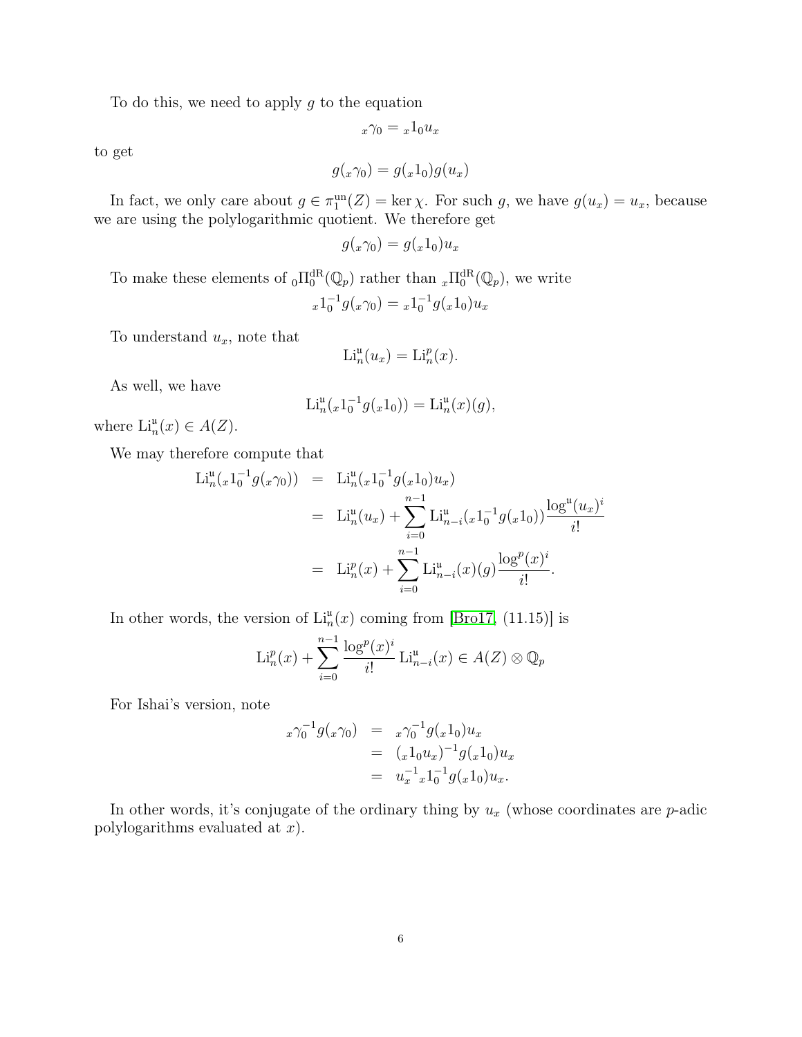To do this, we need to apply $g$ to the equation

$$ {}_x\gamma_0 = {}_x1_0 u_x $$

to get

$$ g({}_x\gamma_0) = g({}_x1_0)g(u_x) $$

In fact, we only care about $g \in \pi_1^{\mathrm{un}}(Z) = \ker \chi$. For such $g$, we have $g(u_x) = u_x$, because we are using the polylogarithmic quotient. We therefore get

$$ g({}_x\gamma_0) = g({}_x1_0)u_x $$

To make these elements of ${}_0\Pi_0^{\mathrm{dR}}(\mathbb{Q}_p)$ rather than ${}_x\Pi_0^{\mathrm{dR}}(\mathbb{Q}_p)$, we write

$$ {}_x1_0^{-1} g({}_x\gamma_0) = {}_x1_0^{-1} g({}_x1_0)u_x $$

To understand $u_x$, note that

$$ \mathrm{Li}_n^{\mathfrak{u}}(u_x) = \mathrm{Li}_n^p(x). $$

As well, we have

$$ \mathrm{Li}_n^{\mathfrak{u}}({}_x1_0^{-1} g({}_x1_0)) = \mathrm{Li}_n^{\mathfrak{u}}(x)(g), $$

where $\mathrm{Li}_n^{\mathfrak{u}}(x) \in A(Z)$.

We may therefore compute that

$$
\begin{aligned}
\mathrm{Li}_n^{\mathfrak{u}}({}_x1_0^{-1} g({}_x\gamma_0)) &= \mathrm{Li}_n^{\mathfrak{u}}({}_x1_0^{-1} g({}_x1_0)u_x) \\
&= \mathrm{Li}_n^{\mathfrak{u}}(u_x) + \sum_{i=0}^{n-1} \mathrm{Li}_{n-i}^{\mathfrak{u}}({}_x1_0^{-1} g({}_x1_0)) \frac{\log^{\mathfrak{u}}(u_x)^i}{i!} \\
&= \mathrm{Li}_n^p(x) + \sum_{i=0}^{n-1} \mathrm{Li}_{n-i}^{\mathfrak{u}}(x)(g) \frac{\log^p(x)^i}{i!}.
\end{aligned}
$$

In other words, the version of $\mathrm{Li}_n^{\mathfrak{u}}(x)$ coming from [Bro17, (11.15)] is

$$ \mathrm{Li}_n^p(x) + \sum_{i=0}^{n-1} \frac{\log^p(x)^i}{i!} \mathrm{Li}_{n-i}^{\mathfrak{u}}(x) \in A(Z) \otimes \mathbb{Q}_p $$

For Ishai's version, note

$$
\begin{aligned}
{}_x\gamma_0^{-1} g({}_x\gamma_0) &= {}_x\gamma_0^{-1} g({}_x1_0)u_x \\
&= ({}_x1_0 u_x)^{-1} g({}_x1_0)u_x \\
&= u_x^{-1}\, {}_x1_0^{-1} g({}_x1_0)u_x.
\end{aligned}
$$

In other words, it's conjugate of the ordinary thing by $u_x$ (whose coordinates are $p$-adic polylogarithms evaluated at $x$).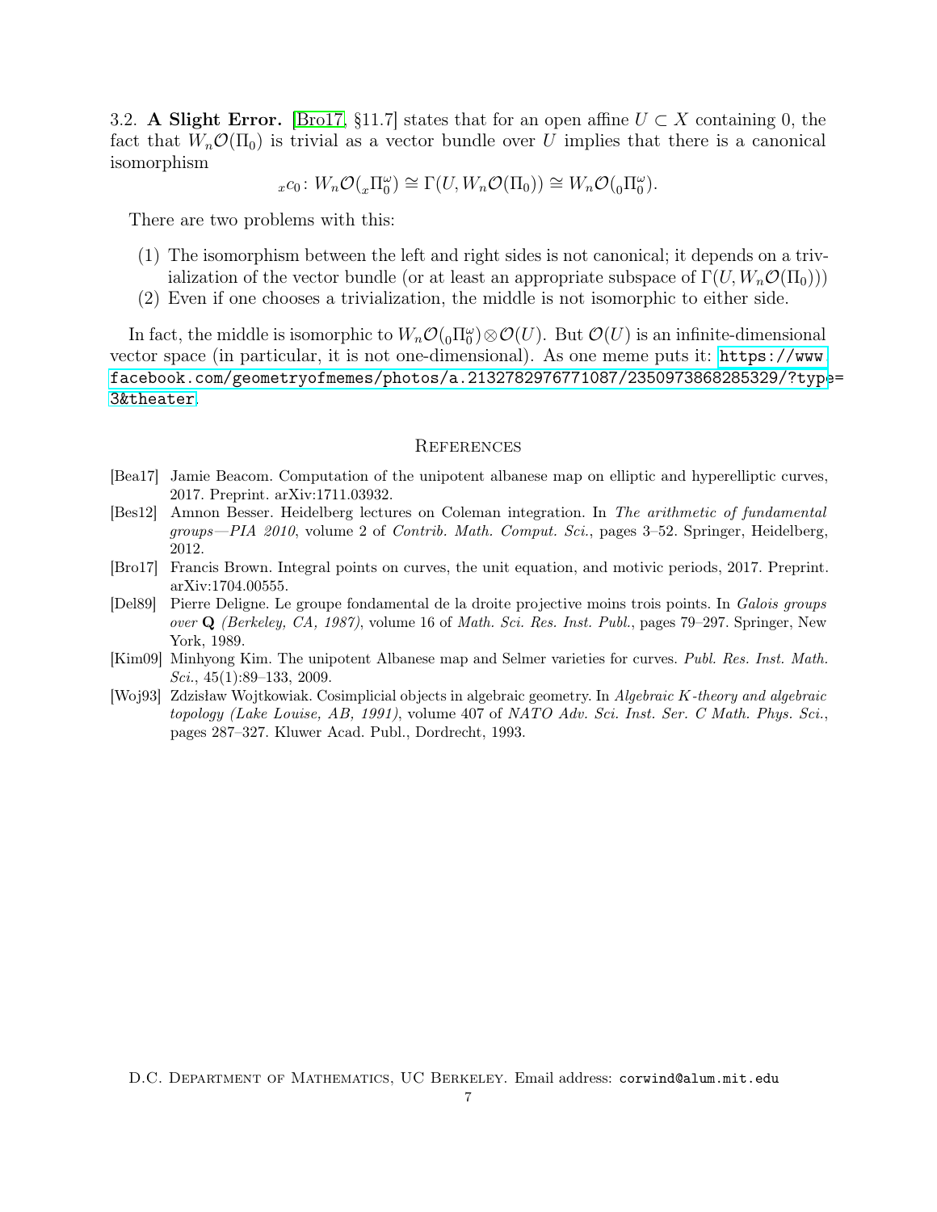3.2. **A Slight Error.** [Bro17, §11.7] states that for an open affine $U \subset X$ containing 0, the fact that $W_n\mathcal{O}(\Pi_0)$ is trivial as a vector bundle over $U$ implies that there is a canonical isomorphism

$$ {}_xc_0 \colon W_n\mathcal{O}({}_x\Pi_0^\omega) \cong \Gamma(U, W_n\mathcal{O}(\Pi_0)) \cong W_n\mathcal{O}({}_0\Pi_0^\omega). $$

There are two problems with this:

(1) The isomorphism between the left and right sides is not canonical; it depends on a trivialization of the vector bundle (or at least an appropriate subspace of $\Gamma(U, W_n\mathcal{O}(\Pi_0))$)
(2) Even if one chooses a trivialization, the middle is not isomorphic to either side.

In fact, the middle is isomorphic to $W_n\mathcal{O}({}_0\Pi_0^\omega) \otimes \mathcal{O}(U)$. But $\mathcal{O}(U)$ is an infinite-dimensional vector space (in particular, it is not one-dimensional). As one meme puts it: https://www.facebook.com/geometryofmemes/photos/a.2132782976771087/2350973868285329/?type=3&theater.

## References

[Bea17] Jamie Beacom. Computation of the unipotent albanese map on elliptic and hyperelliptic curves, 2017. Preprint. arXiv:1711.03932.

[Bes12] Amnon Besser. Heidelberg lectures on Coleman integration. In *The arithmetic of fundamental groups—PIA 2010*, volume 2 of *Contrib. Math. Comput. Sci.*, pages 3–52. Springer, Heidelberg, 2012.

[Bro17] Francis Brown. Integral points on curves, the unit equation, and motivic periods, 2017. Preprint. arXiv:1704.00555.

[Del89] Pierre Deligne. Le groupe fondamental de la droite projective moins trois points. In *Galois groups over* **Q** *(Berkeley, CA, 1987)*, volume 16 of *Math. Sci. Res. Inst. Publ.*, pages 79–297. Springer, New York, 1989.

[Kim09] Minhyong Kim. The unipotent Albanese map and Selmer varieties for curves. *Publ. Res. Inst. Math. Sci.*, 45(1):89–133, 2009.

[Woj93] Zdzisław Wojtkowiak. Cosimplicial objects in algebraic geometry. In *Algebraic K-theory and algebraic topology (Lake Louise, AB, 1991)*, volume 407 of *NATO Adv. Sci. Inst. Ser. C Math. Phys. Sci.*, pages 287–327. Kluwer Acad. Publ., Dordrecht, 1993.

D.C. Department of Mathematics, UC Berkeley. Email address: corwind@alum.mit.edu